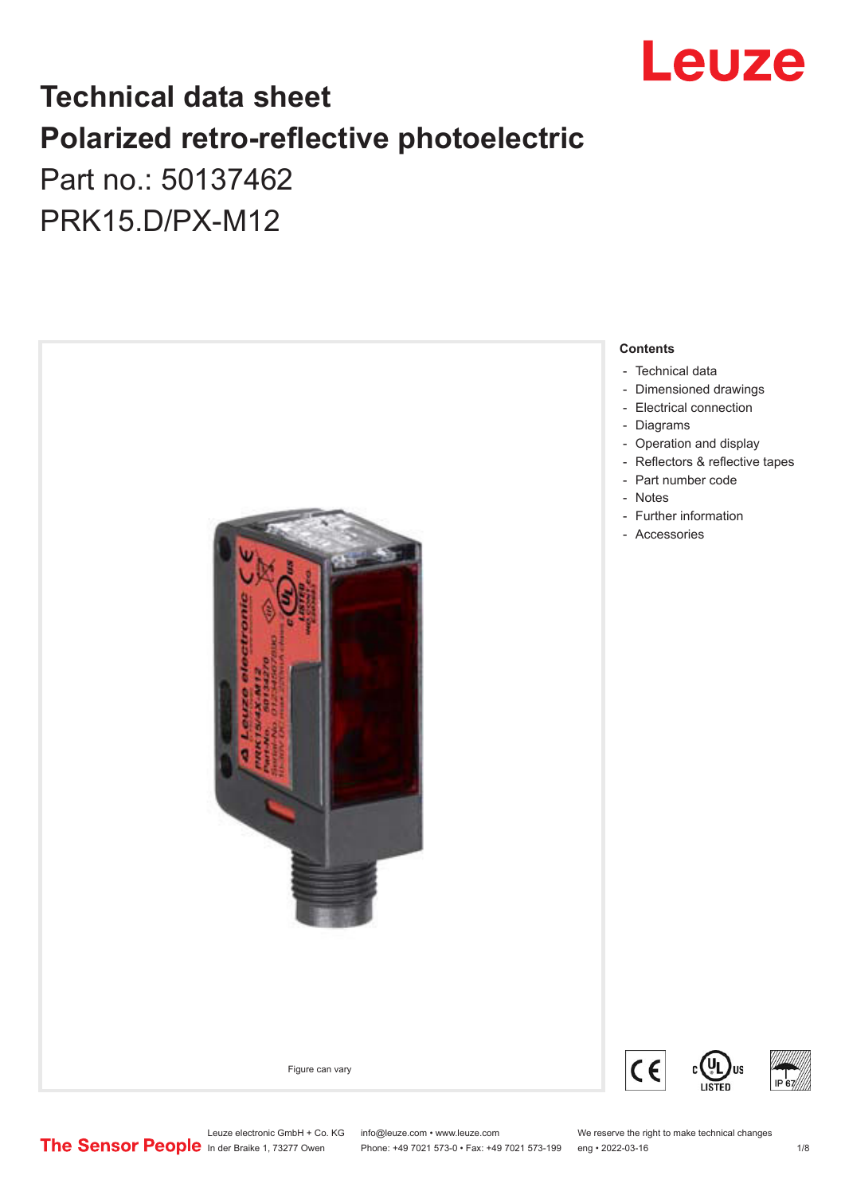# Technical data sheet
# Polarized retro-reflective photoelectric

Part no.: 50137462

PRK15.D/PX-M12

Figure can vary

**Contents**

- Technical data
- Dimensioned drawings
- Electrical connection
- Diagrams
- Operation and display
- Reflectors & reflective tapes
- Part number code
- Notes
- Further information
- Accessories

Leuze electronic GmbH + Co. KG
In der Braike 1, 73277 Owen

info@leuze.com • www.leuze.com
Phone: +49 7021 573-0 • Fax: +49 7021 573-199

We reserve the right to make technical changes
eng • 2022-03-16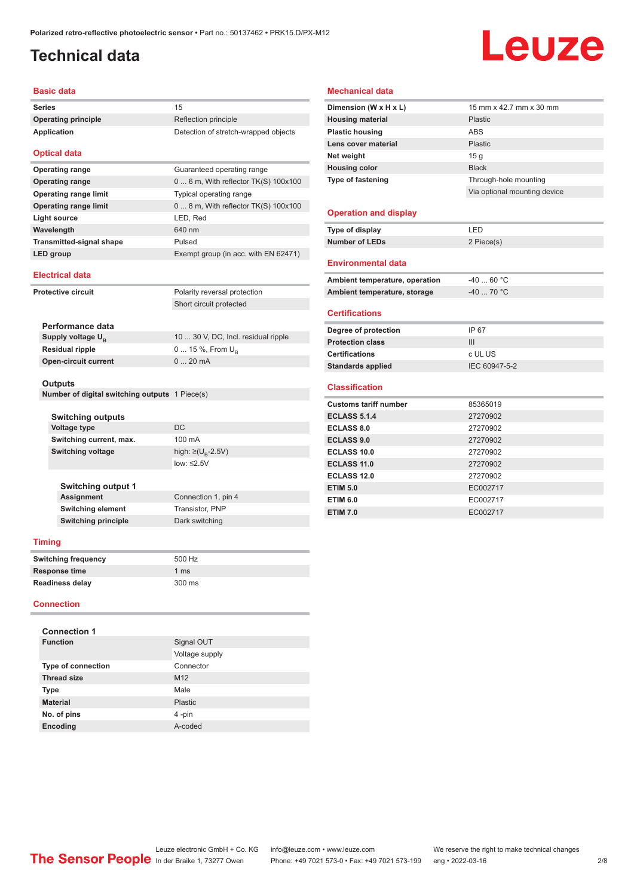# Technical data

## Basic data

| | |
|---|---|
| Series | 15 |
| Operating principle | Reflection principle |
| Application | Detection of stretch-wrapped objects |

## Optical data

| | |
|---|---|
| Operating range | Guaranteed operating range |
| Operating range | 0 ... 6 m, With reflector TK(S) 100x100 |
| Operating range limit | Typical operating range |
| Operating range limit | 0 ... 8 m, With reflector TK(S) 100x100 |
| Light source | LED, Red |
| Wavelength | 640 nm |
| Transmitted-signal shape | Pulsed |
| LED group | Exempt group (in acc. with EN 62471) |

## Electrical data

| | |
|---|---|
| Protective circuit | Polarity reversal protection |
| | Short circuit protected |

### Performance data

| | |
|---|---|
| Supply voltage $U_B$ | 10 ... 30 V, DC, Incl. residual ripple |
| Residual ripple | 0 ... 15 %, From $U_B$ |
| Open-circuit current | 0 ... 20 mA |

### Outputs

| | |
|---|---|
| Number of digital switching outputs | 1 Piece(s) |

#### Switching outputs

| | |
|---|---|
| Voltage type | DC |
| Switching current, max. | 100 mA |
| Switching voltage | high: ≥($U_B$-2.5V) |
| | low: ≤2.5V |

#### Switching output 1

| | |
|---|---|
| Assignment | Connection 1, pin 4 |
| Switching element | Transistor, PNP |
| Switching principle | Dark switching |

## Timing

| | |
|---|---|
| Switching frequency | 500 Hz |
| Response time | 1 ms |
| Readiness delay | 300 ms |

## Connection

### Connection 1

| | |
|---|---|
| Function | Signal OUT |
| | Voltage supply |
| Type of connection | Connector |
| Thread size | M12 |
| Type | Male |
| Material | Plastic |
| No. of pins | 4 -pin |
| Encoding | A-coded |

## Mechanical data

| | |
|---|---|
| Dimension (W x H x L) | 15 mm x 42.7 mm x 30 mm |
| Housing material | Plastic |
| Plastic housing | ABS |
| Lens cover material | Plastic |
| Net weight | 15 g |
| Housing color | Black |
| Type of fastening | Through-hole mounting |
| | Via optional mounting device |

## Operation and display

| | |
|---|---|
| Type of display | LED |
| Number of LEDs | 2 Piece(s) |

## Environmental data

| | |
|---|---|
| Ambient temperature, operation | -40 ... 60 °C |
| Ambient temperature, storage | -40 ... 70 °C |

## Certifications

| | |
|---|---|
| Degree of protection | IP 67 |
| Protection class | III |
| Certifications | c UL US |
| Standards applied | IEC 60947-5-2 |

## Classification

| | |
|---|---|
| Customs tariff number | 85365019 |
| ECLASS 5.1.4 | 27270902 |
| ECLASS 8.0 | 27270902 |
| ECLASS 9.0 | 27270902 |
| ECLASS 10.0 | 27270902 |
| ECLASS 11.0 | 27270902 |
| ECLASS 12.0 | 27270902 |
| ETIM 5.0 | EC002717 |
| ETIM 6.0 | EC002717 |
| ETIM 7.0 | EC002717 |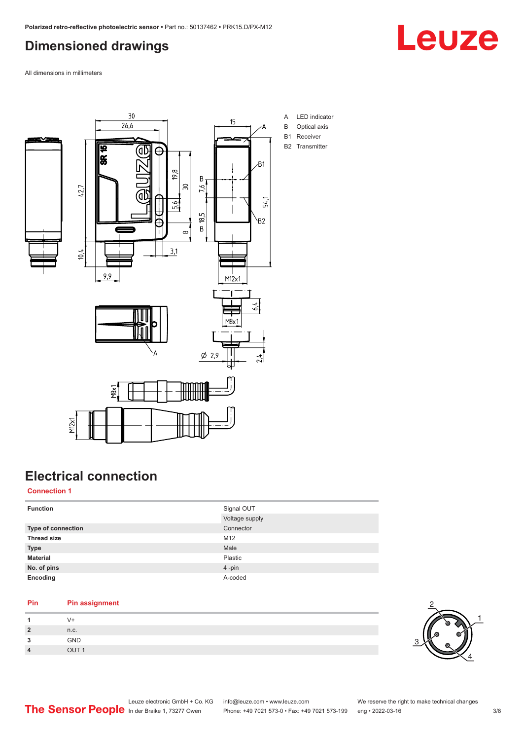# Dimensioned drawings

All dimensions in millimeters

A LED indicator
B Optical axis
B1 Receiver
B2 Transmitter

# Electrical connection

## Connection 1

| | |
|---|---|
| **Function** | Signal OUT |
| | Voltage supply |
| **Type of connection** | Connector |
| **Thread size** | M12 |
| **Type** | Male |
| **Material** | Plastic |
| **No. of pins** | 4 -pin |
| **Encoding** | A-coded |

| Pin | Pin assignment |
|---|---|
| **1** | V+ |
| **2** | n.c. |
| **3** | GND |
| **4** | OUT 1 |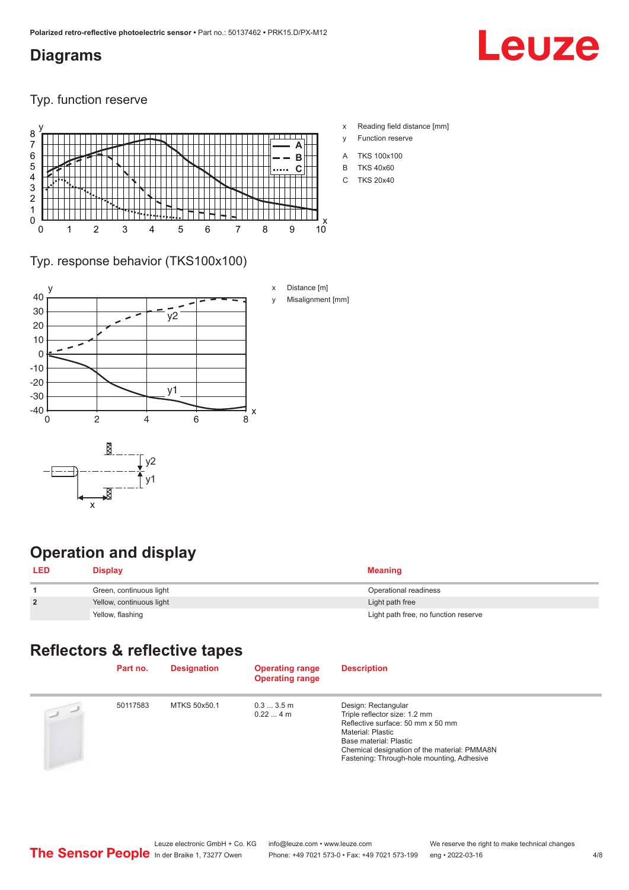## Diagrams

### Typ. function reserve

- x Reading field distance [mm]
- y Function reserve
- A TKS 100x100
- B TKS 40x60
- C TKS 20x40

### Typ. response behavior (TKS100x100)

- x Distance [m]
- y Misalignment [mm]

## Operation and display

| LED | Display | Meaning |
|---|---|---|
| 1 | Green, continuous light | Operational readiness |
| 2 | Yellow, continuous light | Light path free |
| | Yellow, flashing | Light path free, no function reserve |

## Reflectors & reflective tapes

| Part no. | Designation | Operating range Operating range | Description |
|---|---|---|---|
| 50117583 | MTKS 50x50.1 | 0.3 ... 3.5 m<br>0.22 ... 4 m | Design: Rectangular<br>Triple reflector size: 1.2 mm<br>Reflective surface: 50 mm x 50 mm<br>Material: Plastic<br>Base material: Plastic<br>Chemical designation of the material: PMMA8N<br>Fastening: Through-hole mounting, Adhesive |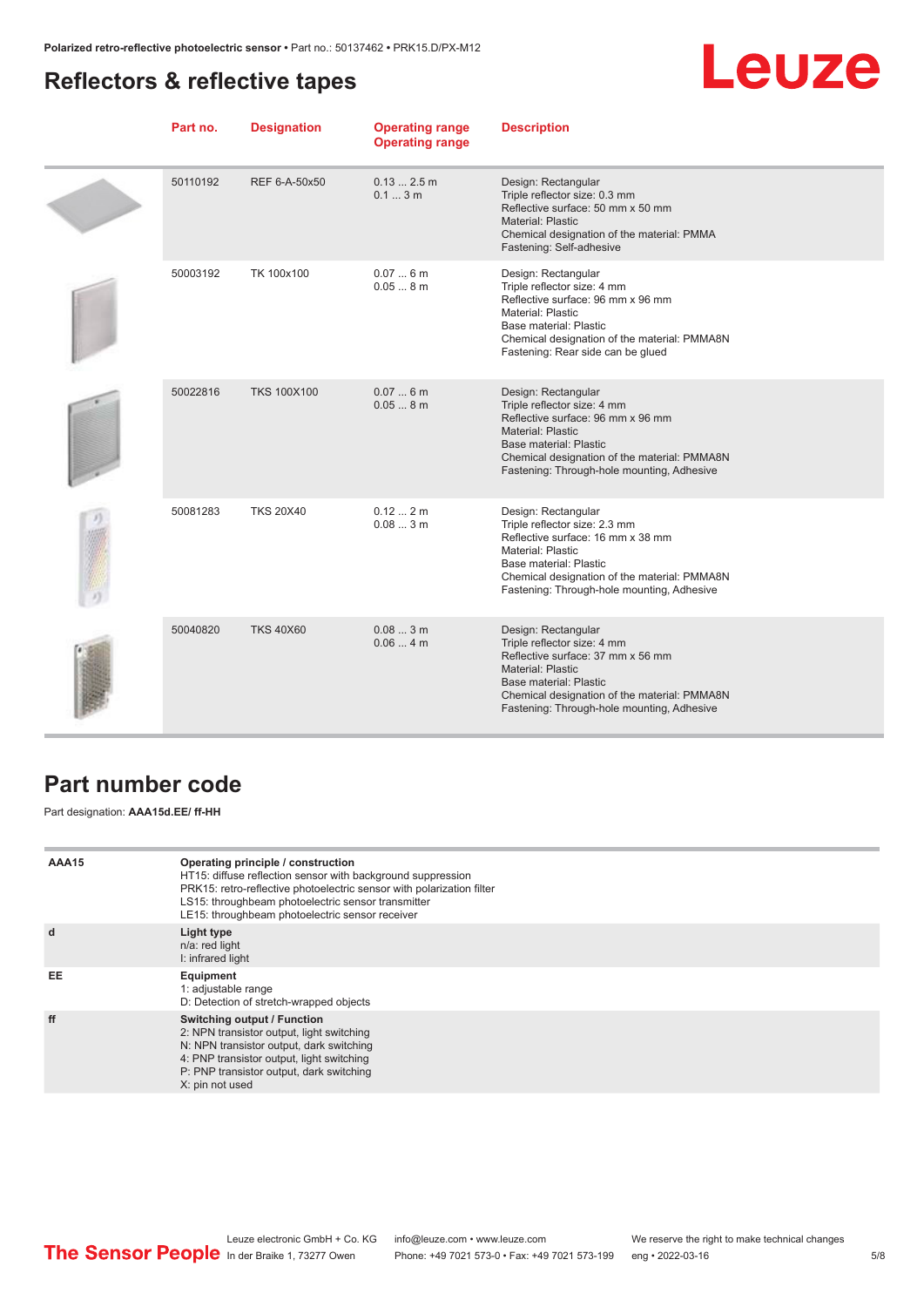## Reflectors & reflective tapes

| Part no. | Designation | Operating range<br>Operating range | Description |
|---|---|---|---|
| 50110192 | REF 6-A-50x50 | 0.13 ... 2.5 m<br>0.1 ... 3 m | Design: Rectangular<br>Triple reflector size: 0.3 mm<br>Reflective surface: 50 mm x 50 mm<br>Material: Plastic<br>Chemical designation of the material: PMMA<br>Fastening: Self-adhesive |
| 50003192 | TK 100x100 | 0.07 ... 6 m<br>0.05 ... 8 m | Design: Rectangular<br>Triple reflector size: 4 mm<br>Reflective surface: 96 mm x 96 mm<br>Material: Plastic<br>Base material: Plastic<br>Chemical designation of the material: PMMA8N<br>Fastening: Rear side can be glued |
| 50022816 | TKS 100X100 | 0.07 ... 6 m<br>0.05 ... 8 m | Design: Rectangular<br>Triple reflector size: 4 mm<br>Reflective surface: 96 mm x 96 mm<br>Material: Plastic<br>Base material: Plastic<br>Chemical designation of the material: PMMA8N<br>Fastening: Through-hole mounting, Adhesive |
| 50081283 | TKS 20X40 | 0.12 ... 2 m<br>0.08 ... 3 m | Design: Rectangular<br>Triple reflector size: 2.3 mm<br>Reflective surface: 16 mm x 38 mm<br>Material: Plastic<br>Base material: Plastic<br>Chemical designation of the material: PMMA8N<br>Fastening: Through-hole mounting, Adhesive |
| 50040820 | TKS 40X60 | 0.08 ... 3 m<br>0.06 ... 4 m | Design: Rectangular<br>Triple reflector size: 4 mm<br>Reflective surface: 37 mm x 56 mm<br>Material: Plastic<br>Base material: Plastic<br>Chemical designation of the material: PMMA8N<br>Fastening: Through-hole mounting, Adhesive |

## Part number code

Part designation: **AAA15d.EE/ ff-HH**

| | |
|---|---|
| **AAA15** | **Operating principle / construction**<br>HT15: diffuse reflection sensor with background suppression<br>PRK15: retro-reflective photoelectric sensor with polarization filter<br>LS15: throughbeam photoelectric sensor transmitter<br>LE15: throughbeam photoelectric sensor receiver |
| **d** | **Light type**<br>n/a: red light<br>I: infrared light |
| **EE** | **Equipment**<br>1: adjustable range<br>D: Detection of stretch-wrapped objects |
| **ff** | **Switching output / Function**<br>2: NPN transistor output, light switching<br>N: NPN transistor output, dark switching<br>4: PNP transistor output, light switching<br>P: PNP transistor output, dark switching<br>X: pin not used |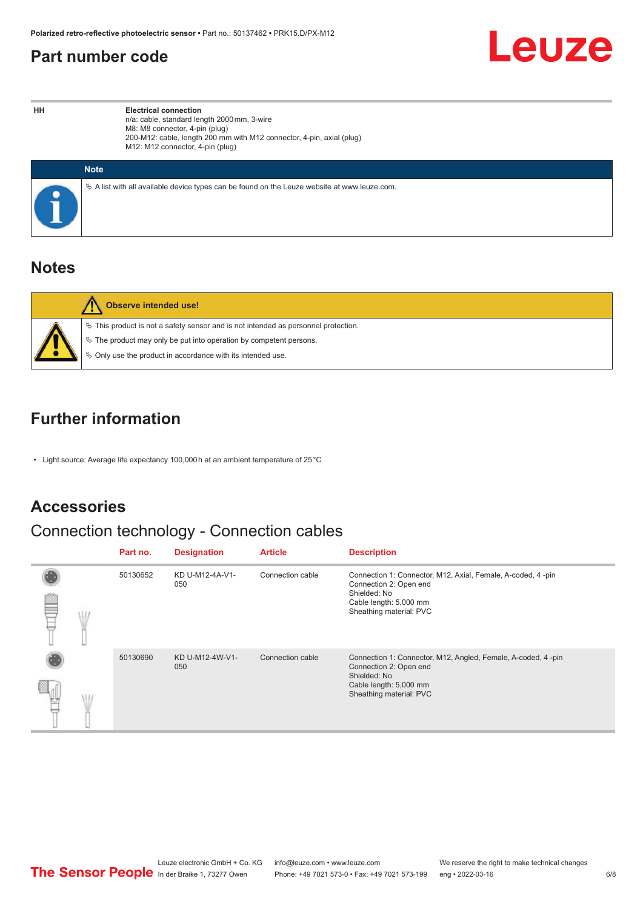## Part number code

| HH | Electrical connection<br>n/a: cable, standard length 2000 mm, 3-wire<br>M8: M8 connector, 4-pin (plug)<br>200-M12: cable, length 200 mm with M12 connector, 4-pin, axial (plug)<br>M12: M12 connector, 4-pin (plug) |
|---|---|

**Note**

- A list with all available device types can be found on the Leuze website at www.leuze.com.

## Notes

**Observe intended use!**

- This product is not a safety sensor and is not intended as personnel protection.
- The product may only be put into operation by competent persons.
- Only use the product in accordance with its intended use.

## Further information

- Light source: Average life expectancy 100,000 h at an ambient temperature of 25 °C

## Accessories

### Connection technology - Connection cables

| Part no. | Designation | Article | Description |
|---|---|---|---|
| 50130652 | KD U-M12-4A-V1-050 | Connection cable | Connection 1: Connector, M12, Axial, Female, A-coded, 4 -pin<br>Connection 2: Open end<br>Shielded: No<br>Cable length: 5,000 mm<br>Sheathing material: PVC |
| 50130690 | KD U-M12-4W-V1-050 | Connection cable | Connection 1: Connector, M12, Angled, Female, A-coded, 4 -pin<br>Connection 2: Open end<br>Shielded: No<br>Cable length: 5,000 mm<br>Sheathing material: PVC |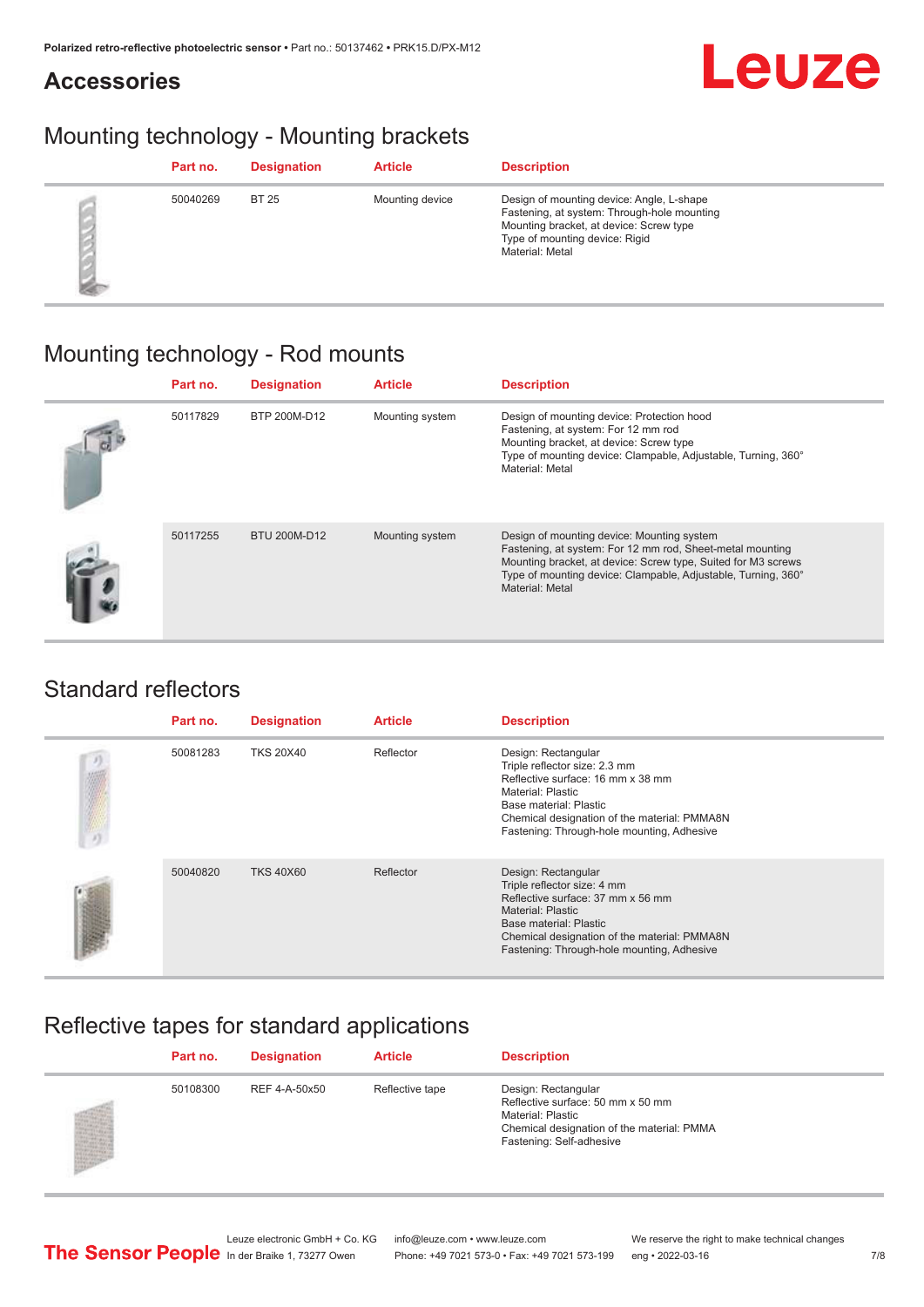## Accessories

### Mounting technology - Mounting brackets

| Part no. | Designation | Article | Description |
|---|---|---|---|
| 50040269 | BT 25 | Mounting device | Design of mounting device: Angle, L-shape<br>Fastening, at system: Through-hole mounting<br>Mounting bracket, at device: Screw type<br>Type of mounting device: Rigid<br>Material: Metal |

### Mounting technology - Rod mounts

| Part no. | Designation | Article | Description |
|---|---|---|---|
| 50117829 | BTP 200M-D12 | Mounting system | Design of mounting device: Protection hood<br>Fastening, at system: For 12 mm rod<br>Mounting bracket, at device: Screw type<br>Type of mounting device: Clampable, Adjustable, Turning, 360°<br>Material: Metal |
| 50117255 | BTU 200M-D12 | Mounting system | Design of mounting device: Mounting system<br>Fastening, at system: For 12 mm rod, Sheet-metal mounting<br>Mounting bracket, at device: Screw type, Suited for M3 screws<br>Type of mounting device: Clampable, Adjustable, Turning, 360°<br>Material: Metal |

### Standard reflectors

| Part no. | Designation | Article | Description |
|---|---|---|---|
| 50081283 | TKS 20X40 | Reflector | Design: Rectangular<br>Triple reflector size: 2.3 mm<br>Reflective surface: 16 mm x 38 mm<br>Material: Plastic<br>Base material: Plastic<br>Chemical designation of the material: PMMA8N<br>Fastening: Through-hole mounting, Adhesive |
| 50040820 | TKS 40X60 | Reflector | Design: Rectangular<br>Triple reflector size: 4 mm<br>Reflective surface: 37 mm x 56 mm<br>Material: Plastic<br>Base material: Plastic<br>Chemical designation of the material: PMMA8N<br>Fastening: Through-hole mounting, Adhesive |

### Reflective tapes for standard applications

| Part no. | Designation | Article | Description |
|---|---|---|---|
| 50108300 | REF 4-A-50x50 | Reflective tape | Design: Rectangular<br>Reflective surface: 50 mm x 50 mm<br>Material: Plastic<br>Chemical designation of the material: PMMA<br>Fastening: Self-adhesive |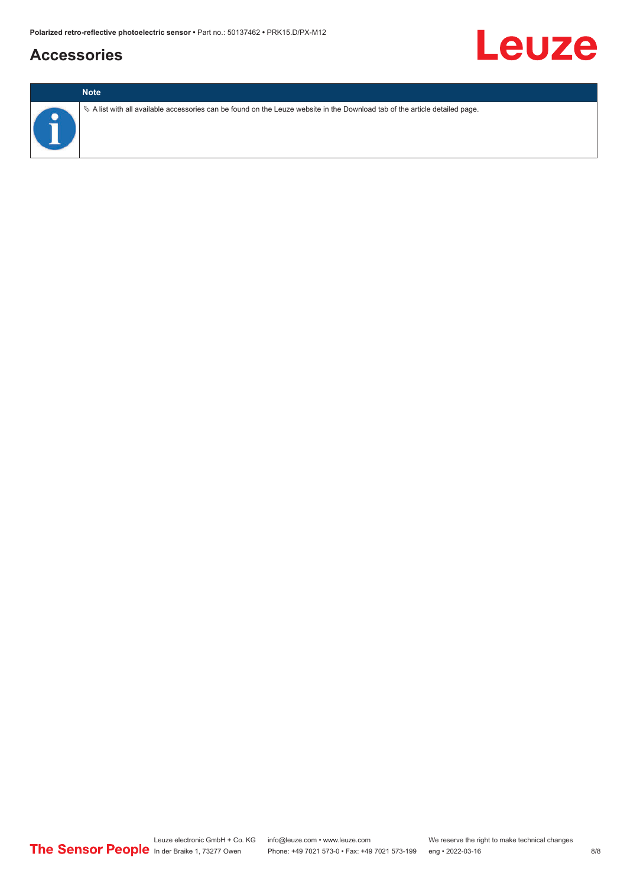## Accessories

| | Note |
|---|---|
| | ✎ A list with all available accessories can be found on the Leuze website in the Download tab of the article detailed page. |